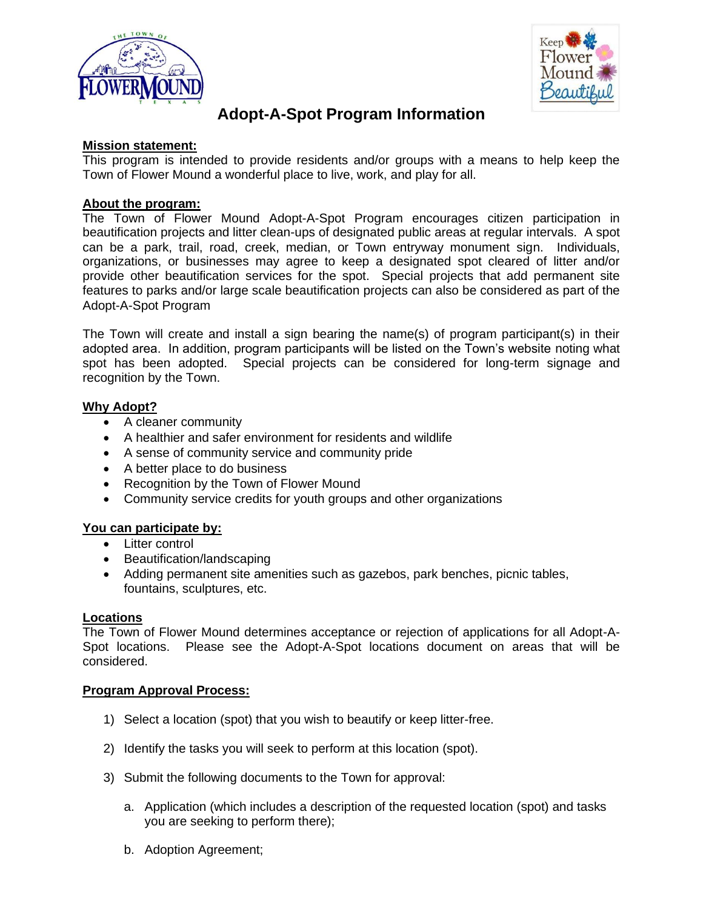# Adopt-A-Spot Program Information

**Mission statement:**

This program is intended to provide residents and/or groups with a means to help keep the Town of Flower Mound a wonderful place to live, work, and play for all.

**About the program:**

The Town of Flower Mound Adopt-A-Spot Program encourages citizen participation in beautification projects and litter clean-ups of designated public areas at regular intervals. A spot can be a park, trail, road, creek, median, or Town entryway monument sign. Individuals, organizations, or businesses may agree to keep a designated spot cleared of litter and/or provide other beautification services for the spot. Special projects that add permanent site features to parks and/or large scale beautification projects can also be considered as part of the Adopt-A-Spot Program

The Town will create and install a sign bearing the name(s) of program participant(s) in their adopted area. In addition, program participants will be listed on the Town's website noting what spot has been adopted. Special projects can be considered for long-term signage and recognition by the Town.

**Why Adopt?**

- A cleaner community
- A healthier and safer environment for residents and wildlife
- A sense of community service and community pride
- A better place to do business
- Recognition by the Town of Flower Mound
- Community service credits for youth groups and other organizations

**You can participate by:**

- Litter control
- Beautification/landscaping
- Adding permanent site amenities such as gazebos, park benches, picnic tables, fountains, sculptures, etc.

**Locations**

The Town of Flower Mound determines acceptance or rejection of applications for all Adopt-A-Spot locations. Please see the Adopt-A-Spot locations document on areas that will be considered.

**Program Approval Process:**

1) Select a location (spot) that you wish to beautify or keep litter-free.
2) Identify the tasks you will seek to perform at this location (spot).
3) Submit the following documents to the Town for approval:
    a. Application (which includes a description of the requested location (spot) and tasks you are seeking to perform there);
    b. Adoption Agreement;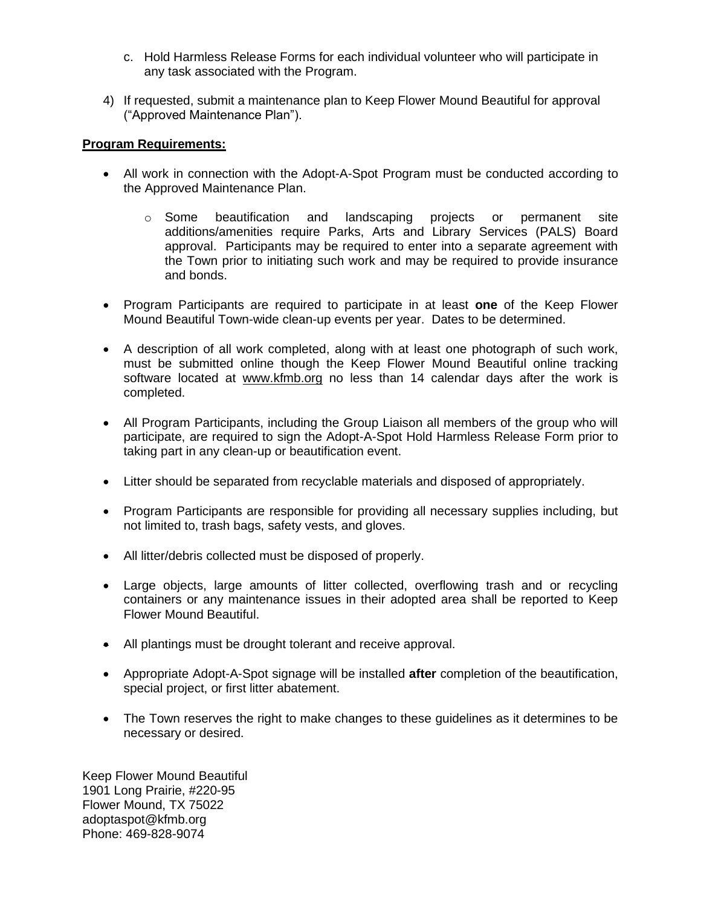c. Hold Harmless Release Forms for each individual volunteer who will participate in any task associated with the Program.

4) If requested, submit a maintenance plan to Keep Flower Mound Beautiful for approval ("Approved Maintenance Plan").

**Program Requirements:**

- All work in connection with the Adopt-A-Spot Program must be conducted according to the Approved Maintenance Plan.
  - Some beautification and landscaping projects or permanent site additions/amenities require Parks, Arts and Library Services (PALS) Board approval. Participants may be required to enter into a separate agreement with the Town prior to initiating such work and may be required to provide insurance and bonds.
- Program Participants are required to participate in at least **one** of the Keep Flower Mound Beautiful Town-wide clean-up events per year. Dates to be determined.
- A description of all work completed, along with at least one photograph of such work, must be submitted online though the Keep Flower Mound Beautiful online tracking software located at www.kfmb.org no less than 14 calendar days after the work is completed.
- All Program Participants, including the Group Liaison all members of the group who will participate, are required to sign the Adopt-A-Spot Hold Harmless Release Form prior to taking part in any clean-up or beautification event.
- Litter should be separated from recyclable materials and disposed of appropriately.
- Program Participants are responsible for providing all necessary supplies including, but not limited to, trash bags, safety vests, and gloves.
- All litter/debris collected must be disposed of properly.
- Large objects, large amounts of litter collected, overflowing trash and or recycling containers or any maintenance issues in their adopted area shall be reported to Keep Flower Mound Beautiful.
- All plantings must be drought tolerant and receive approval.
- Appropriate Adopt-A-Spot signage will be installed **after** completion of the beautification, special project, or first litter abatement.
- The Town reserves the right to make changes to these guidelines as it determines to be necessary or desired.

Keep Flower Mound Beautiful
1901 Long Prairie, #220-95
Flower Mound, TX 75022
adoptaspot@kfmb.org
Phone: 469-828-9074